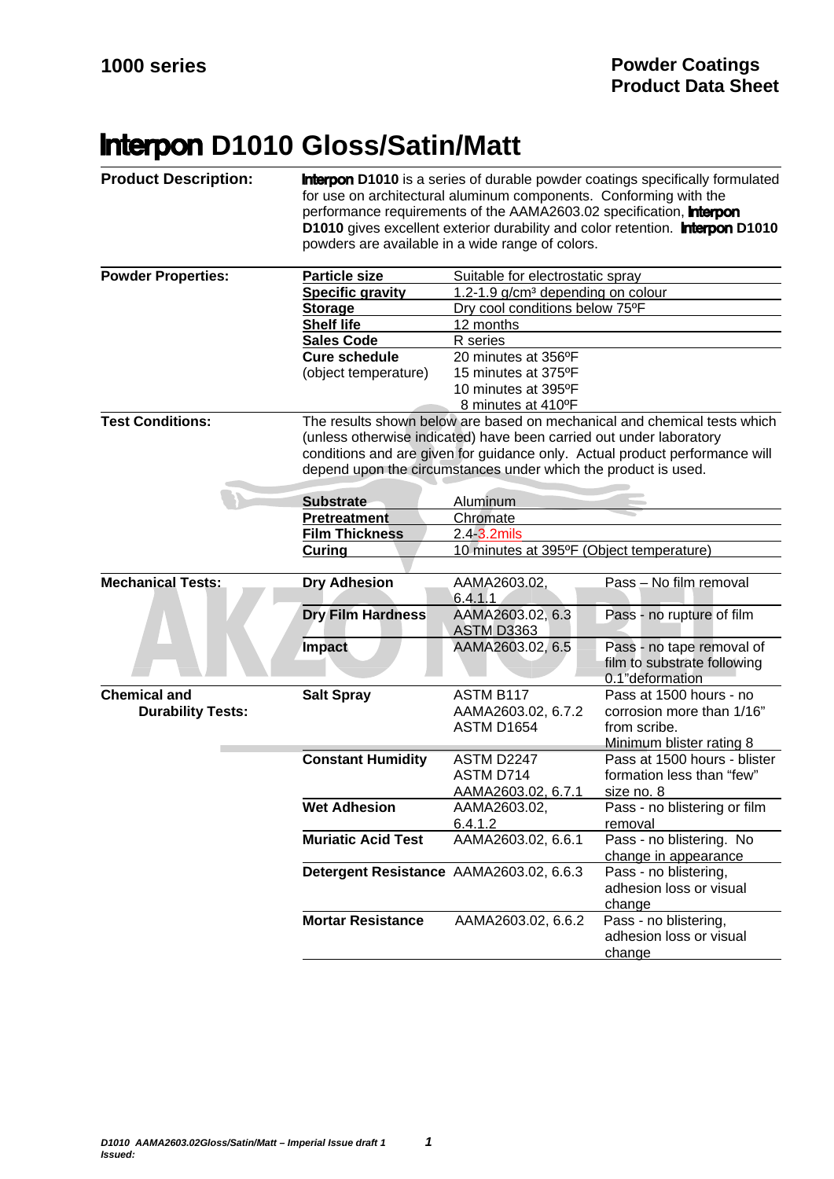**1000 series**

**Powder Coatings Product Data Sheet**

# Interpon D1010 Gloss/Satin/Matt

**Product Description:**

**Interpon D1010** is a series of durable powder coatings specifically formulated for use on architectural aluminum components. Conforming with the performance requirements of the AAMA2603.02 specification, **Interpon D1010** gives excellent exterior durability and color retention. **Interpon D1010** powders are available in a wide range of colors.

**Powder Properties:**

| Property | Value |
|---|---|
| **Particle size** | Suitable for electrostatic spray |
| **Specific gravity** | 1.2-1.9 g/cm³ depending on colour |
| **Storage** | Dry cool conditions below 75ºF |
| **Shelf life** | 12 months |
| **Sales Code** | R series |
| **Cure schedule** (object temperature) | 20 minutes at 356ºF<br>15 minutes at 375ºF<br>10 minutes at 395ºF<br>8 minutes at 410ºF |

**Test Conditions:**

The results shown below are based on mechanical and chemical tests which (unless otherwise indicated) have been carried out under laboratory conditions and are given for guidance only. Actual product performance will depend upon the circumstances under which the product is used.

| Condition | Value |
|---|---|
| **Substrate** | Aluminum |
| **Pretreatment** | Chromate |
| **Film Thickness** | 2.4-3.2mils |
| **Curing** | 10 minutes at 395ºF (Object temperature) |

**Mechanical Tests:**

| Test | Standard | Result |
|---|---|---|
| **Dry Adhesion** | AAMA2603.02, 6.4.1.1 | Pass – No film removal |
| **Dry Film Hardness** | AAMA2603.02, 6.3<br>ASTM D3363 | Pass - no rupture of film |
| **Impact** | AAMA2603.02, 6.5 | Pass - no tape removal of film to substrate following 0.1"deformation |

**Chemical and Durability Tests:**

| Test | Standard | Result |
|---|---|---|
| **Salt Spray** | ASTM B117<br>AAMA2603.02, 6.7.2<br>ASTM D1654 | Pass at 1500 hours - no corrosion more than 1/16" from scribe.<br>Minimum blister rating 8 |
| **Constant Humidity** | ASTM D2247<br>ASTM D714<br>AAMA2603.02, 6.7.1 | Pass at 1500 hours - blister formation less than "few" size no. 8 |
| **Wet Adhesion** | AAMA2603.02, 6.4.1.2 | Pass - no blistering or film removal |
| **Muriatic Acid Test** | AAMA2603.02, 6.6.1 | Pass - no blistering. No change in appearance |
| **Detergent Resistance** | AAMA2603.02, 6.6.3 | Pass - no blistering, adhesion loss or visual change |
| **Mortar Resistance** | AAMA2603.02, 6.6.2 | Pass - no blistering, adhesion loss or visual change |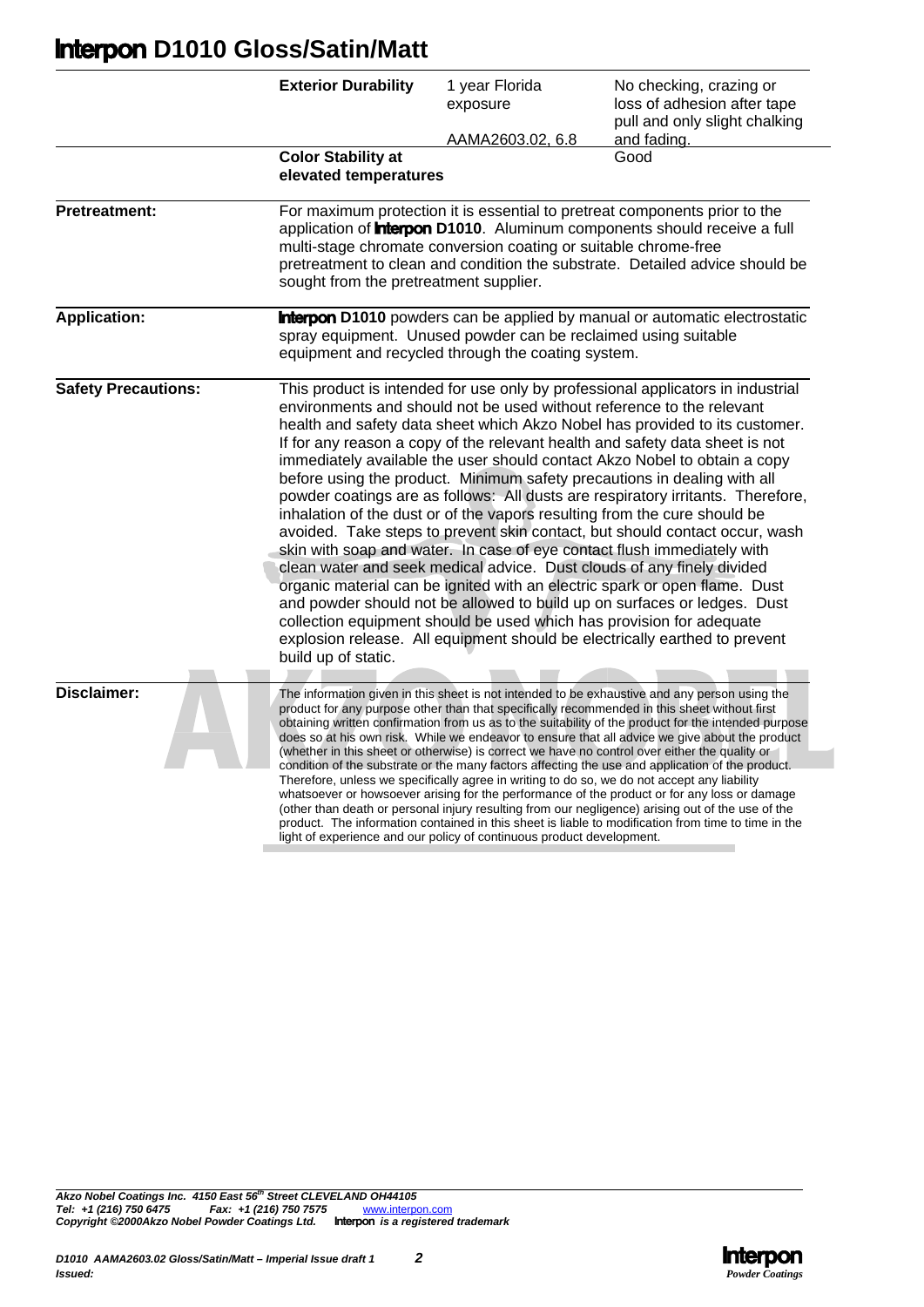| | | | |
|---|---|---|---|
| | **Exterior Durability** | 1 year Florida exposure<br><br>AAMA2603.02, 6.8 | No checking, crazing or loss of adhesion after tape pull and only slight chalking and fading. |
| | **Color Stability at elevated temperatures** | | Good |

**Pretreatment:**

For maximum protection it is essential to pretreat components prior to the application of **Interpon D1010**. Aluminum components should receive a full multi-stage chromate conversion coating or suitable chrome-free pretreatment to clean and condition the substrate. Detailed advice should be sought from the pretreatment supplier.

**Application:**

**Interpon D1010** powders can be applied by manual or automatic electrostatic spray equipment. Unused powder can be reclaimed using suitable equipment and recycled through the coating system.

**Safety Precautions:**

This product is intended for use only by professional applicators in industrial environments and should not be used without reference to the relevant health and safety data sheet which Akzo Nobel has provided to its customer. If for any reason a copy of the relevant health and safety data sheet is not immediately available the user should contact Akzo Nobel to obtain a copy before using the product. Minimum safety precautions in dealing with all powder coatings are as follows: All dusts are respiratory irritants. Therefore, inhalation of the dust or of the vapors resulting from the cure should be avoided. Take steps to prevent skin contact, but should contact occur, wash skin with soap and water. In case of eye contact flush immediately with clean water and seek medical advice. Dust clouds of any finely divided organic material can be ignited with an electric spark or open flame. Dust and powder should not be allowed to build up on surfaces or ledges. Dust collection equipment should be used which has provision for adequate explosion release. All equipment should be electrically earthed to prevent build up of static.

**Disclaimer:**

The information given in this sheet is not intended to be exhaustive and any person using the product for any purpose other than that specifically recommended in this sheet without first obtaining written confirmation from us as to the suitability of the product for the intended purpose does so at his own risk. While we endeavor to ensure that all advice we give about the product (whether in this sheet or otherwise) is correct we have no control over either the quality or condition of the substrate or the many factors affecting the use and application of the product. Therefore, unless we specifically agree in writing to do so, we do not accept any liability whatsoever or howsoever arising for the performance of the product or for any loss or damage (other than death or personal injury resulting from our negligence) arising out of the use of the product. The information contained in this sheet is liable to modification from time to time in the light of experience and our policy of continuous product development.

*Akzo Nobel Coatings Inc. 4150 East 56th Street CLEVELAND OH44105*
*Tel: +1 (216) 750 6475 Fax: +1 (216) 750 7575* www.interpon.com
*Copyright ©2000Akzo Nobel Powder Coatings Ltd. Interpon is a registered trademark*

*D1010 AAMA2603.02 Gloss/Satin/Matt – Imperial Issue draft 1*
*Issued:*